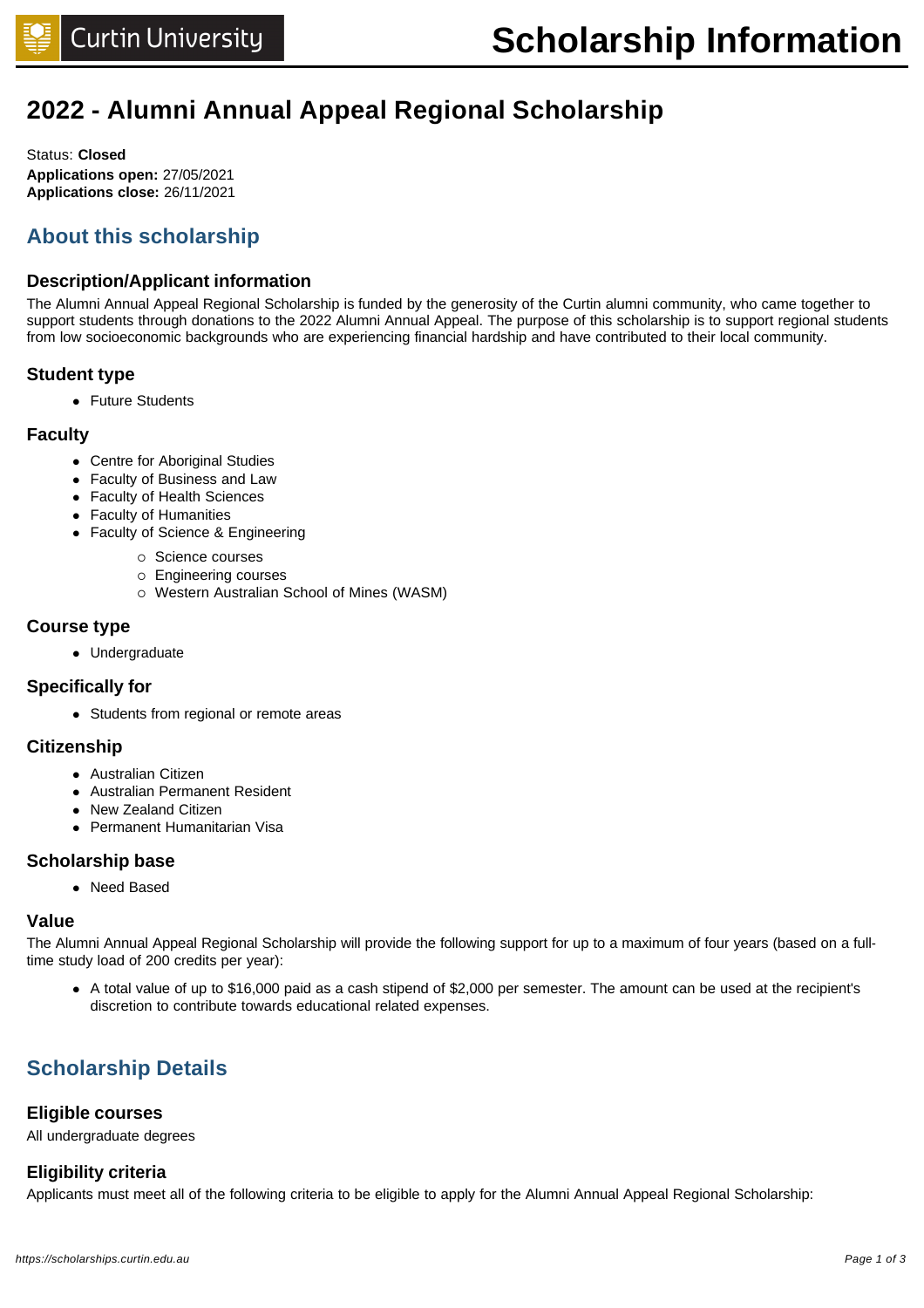# 2022 - Alumni Annual Appeal Regional Scholarship

Status: **Closed**
**Applications open:** 27/05/2021
**Applications close:** 26/11/2021

## About this scholarship

### Description/Applicant information

The Alumni Annual Appeal Regional Scholarship is funded by the generosity of the Curtin alumni community, who came together to support students through donations to the 2022 Alumni Annual Appeal. The purpose of this scholarship is to support regional students from low socioeconomic backgrounds who are experiencing financial hardship and have contributed to their local community.

### Student type

- Future Students

### Faculty

- Centre for Aboriginal Studies
- Faculty of Business and Law
- Faculty of Health Sciences
- Faculty of Humanities
- Faculty of Science & Engineering
  - Science courses
  - Engineering courses
  - Western Australian School of Mines (WASM)

### Course type

- Undergraduate

### Specifically for

- Students from regional or remote areas

### Citizenship

- Australian Citizen
- Australian Permanent Resident
- New Zealand Citizen
- Permanent Humanitarian Visa

### Scholarship base

- Need Based

### Value

The Alumni Annual Appeal Regional Scholarship will provide the following support for up to a maximum of four years (based on a full-time study load of 200 credits per year):

- A total value of up to $16,000 paid as a cash stipend of $2,000 per semester. The amount can be used at the recipient's discretion to contribute towards educational related expenses.

## Scholarship Details

### Eligible courses

All undergraduate degrees

### Eligibility criteria

Applicants must meet all of the following criteria to be eligible to apply for the Alumni Annual Appeal Regional Scholarship: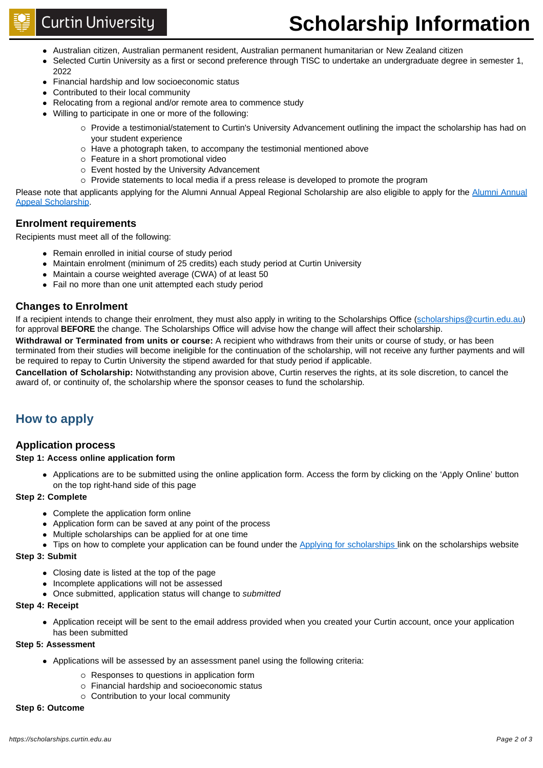- Australian citizen, Australian permanent resident, Australian permanent humanitarian or New Zealand citizen
- Selected Curtin University as a first or second preference through TISC to undertake an undergraduate degree in semester 1, 2022
- Financial hardship and low socioeconomic status
- Contributed to their local community
- Relocating from a regional and/or remote area to commence study
- Willing to participate in one or more of the following:
    - Provide a testimonial/statement to Curtin's University Advancement outlining the impact the scholarship has had on your student experience
    - Have a photograph taken, to accompany the testimonial mentioned above
    - Feature in a short promotional video
    - Event hosted by the University Advancement
    - Provide statements to local media if a press release is developed to promote the program

Please note that applicants applying for the Alumni Annual Appeal Regional Scholarship are also eligible to apply for the Alumni Annual Appeal Scholarship.

### Enrolment requirements

Recipients must meet all of the following:

- Remain enrolled in initial course of study period
- Maintain enrolment (minimum of 25 credits) each study period at Curtin University
- Maintain a course weighted average (CWA) of at least 50
- Fail no more than one unit attempted each study period

### Changes to Enrolment

If a recipient intends to change their enrolment, they must also apply in writing to the Scholarships Office (scholarships@curtin.edu.au) for approval **BEFORE** the change. The Scholarships Office will advise how the change will affect their scholarship.

**Withdrawal or Terminated from units or course:** A recipient who withdraws from their units or course of study, or has been terminated from their studies will become ineligible for the continuation of the scholarship, will not receive any further payments and will be required to repay to Curtin University the stipend awarded for that study period if applicable.

**Cancellation of Scholarship:** Notwithstanding any provision above, Curtin reserves the rights, at its sole discretion, to cancel the award of, or continuity of, the scholarship where the sponsor ceases to fund the scholarship.

## How to apply

### Application process

**Step 1: Access online application form**

- Applications are to be submitted using the online application form. Access the form by clicking on the 'Apply Online' button on the top right-hand side of this page

**Step 2: Complete**

- Complete the application form online
- Application form can be saved at any point of the process
- Multiple scholarships can be applied for at one time
- Tips on how to complete your application can be found under the Applying for scholarships link on the scholarships website

**Step 3: Submit**

- Closing date is listed at the top of the page
- Incomplete applications will not be assessed
- Once submitted, application status will change to *submitted*

**Step 4: Receipt**

- Application receipt will be sent to the email address provided when you created your Curtin account, once your application has been submitted

**Step 5: Assessment**

- Applications will be assessed by an assessment panel using the following criteria:
    - Responses to questions in application form
    - Financial hardship and socioeconomic status
    - Contribution to your local community

**Step 6: Outcome**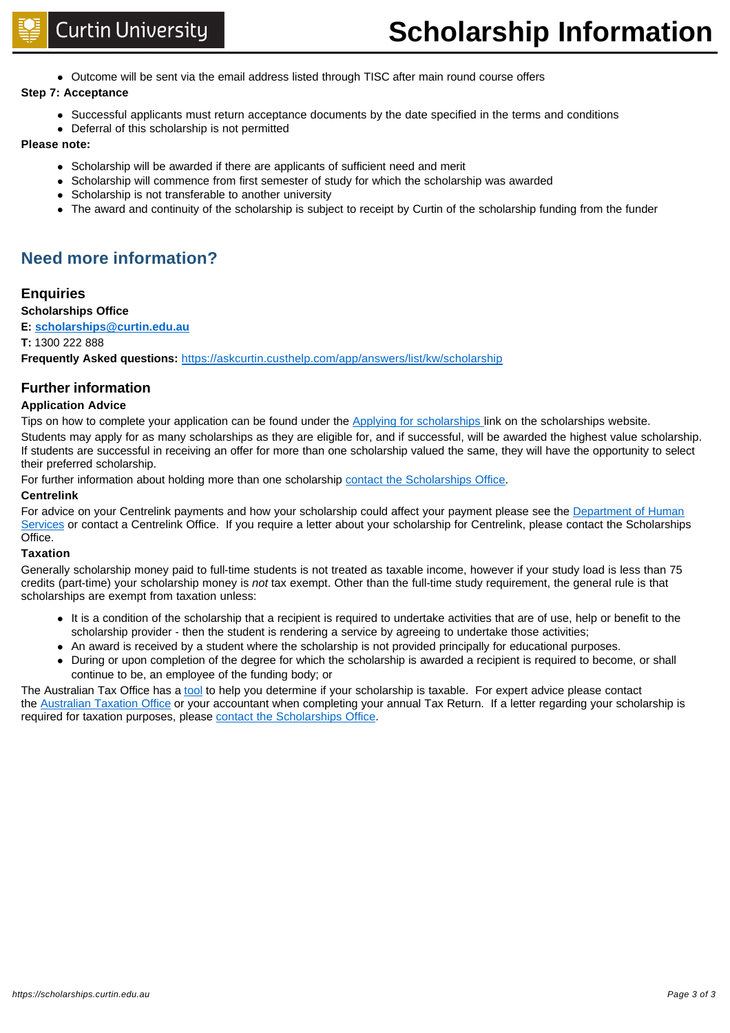- Outcome will be sent via the email address listed through TISC after main round course offers

**Step 7: Acceptance**

- Successful applicants must return acceptance documents by the date specified in the terms and conditions
- Deferral of this scholarship is not permitted

**Please note:**

- Scholarship will be awarded if there are applicants of sufficient need and merit
- Scholarship will commence from first semester of study for which the scholarship was awarded
- Scholarship is not transferable to another university
- The award and continuity of the scholarship is subject to receipt by Curtin of the scholarship funding from the funder

## Need more information?

### Enquiries

**Scholarships Office**

**E:** **scholarships@curtin.edu.au**

**T:** 1300 222 888

**Frequently Asked questions:** https://askcurtin.custhelp.com/app/answers/list/kw/scholarship

### Further information

**Application Advice**

Tips on how to complete your application can be found under the Applying for scholarships link on the scholarships website.

Students may apply for as many scholarships as they are eligible for, and if successful, will be awarded the highest value scholarship. If students are successful in receiving an offer for more than one scholarship valued the same, they will have the opportunity to select their preferred scholarship.

For further information about holding more than one scholarship contact the Scholarships Office.

**Centrelink**

For advice on your Centrelink payments and how your scholarship could affect your payment please see the Department of Human Services or contact a Centrelink Office. If you require a letter about your scholarship for Centrelink, please contact the Scholarships Office.

**Taxation**

Generally scholarship money paid to full-time students is not treated as taxable income, however if your study load is less than 75 credits (part-time) your scholarship money is *not* tax exempt. Other than the full-time study requirement, the general rule is that scholarships are exempt from taxation unless:

- It is a condition of the scholarship that a recipient is required to undertake activities that are of use, help or benefit to the scholarship provider - then the student is rendering a service by agreeing to undertake those activities;
- An award is received by a student where the scholarship is not provided principally for educational purposes.
- During or upon completion of the degree for which the scholarship is awarded a recipient is required to become, or shall continue to be, an employee of the funding body; or

The Australian Tax Office has a tool to help you determine if your scholarship is taxable. For expert advice please contact the Australian Taxation Office or your accountant when completing your annual Tax Return. If a letter regarding your scholarship is required for taxation purposes, please contact the Scholarships Office.